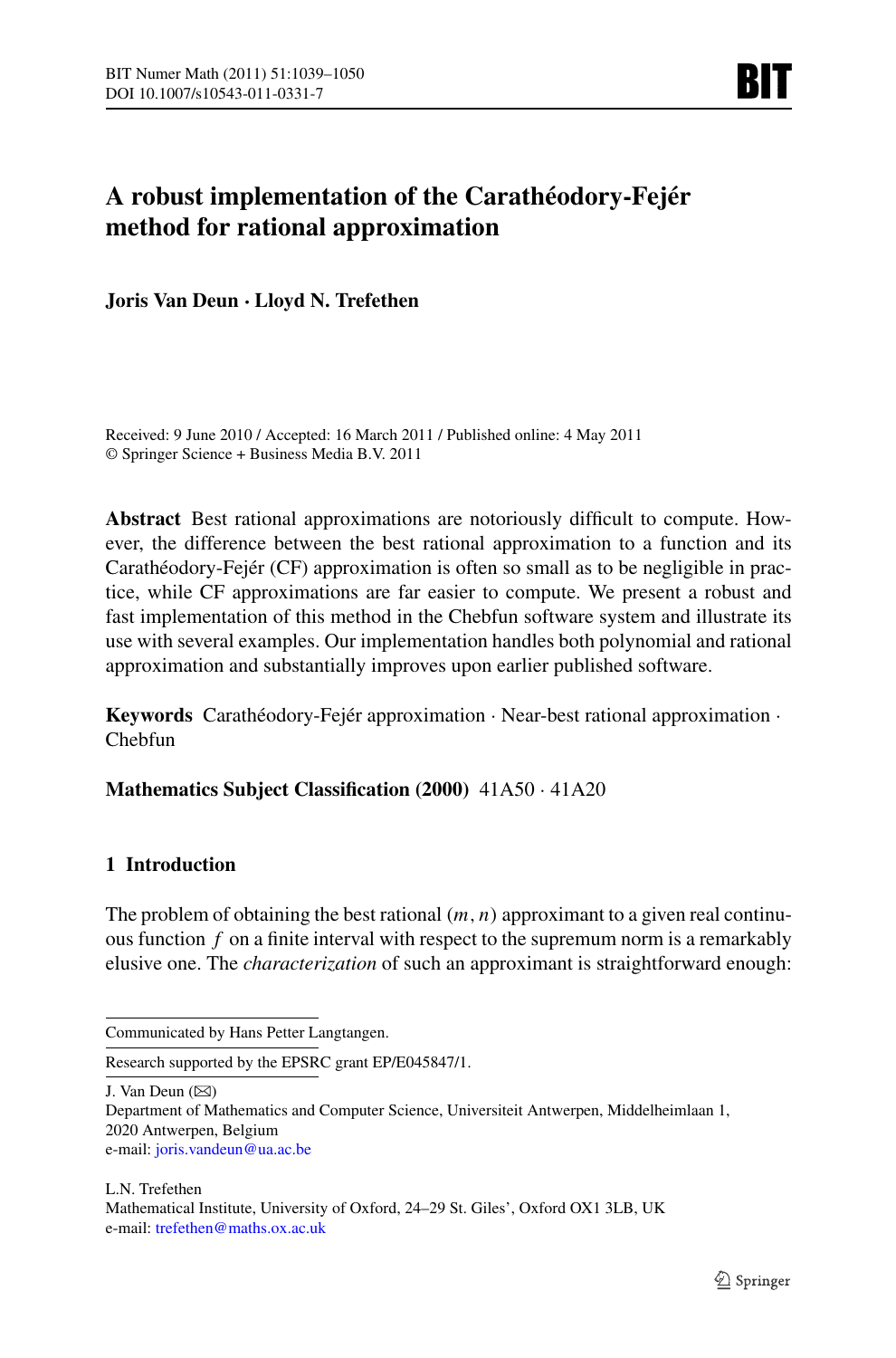# A robust implementation of the Carathéodory-Fejér method for rational approximation

**Joris Van Deun · Lloyd N. Trefethen**

Received: 9 June 2010 / Accepted: 16 March 2011 / Published online: 4 May 2011
© Springer Science + Business Media B.V. 2011

**Abstract** Best rational approximations are notoriously difficult to compute. However, the difference between the best rational approximation to a function and its Carathéodory-Fejér (CF) approximation is often so small as to be negligible in practice, while CF approximations are far easier to compute. We present a robust and fast implementation of this method in the Chebfun software system and illustrate its use with several examples. Our implementation handles both polynomial and rational approximation and substantially improves upon earlier published software.

**Keywords** Carathéodory-Fejér approximation · Near-best rational approximation · Chebfun

**Mathematics Subject Classification (2000)** 41A50 · 41A20

## 1 Introduction

The problem of obtaining the best rational $(m, n)$ approximant to a given real continuous function $f$ on a finite interval with respect to the supremum norm is a remarkably elusive one. The *characterization* of such an approximant is straightforward enough:

---

Communicated by Hans Petter Langtangen.

Research supported by the EPSRC grant EP/E045847/1.

J. Van Deun (✉)
Department of Mathematics and Computer Science, Universiteit Antwerpen, Middelheimlaan 1, 2020 Antwerpen, Belgium
e-mail: joris.vandeun@ua.ac.be

L.N. Trefethen
Mathematical Institute, University of Oxford, 24–29 St. Giles', Oxford OX1 3LB, UK
e-mail: trefethen@maths.ox.ac.uk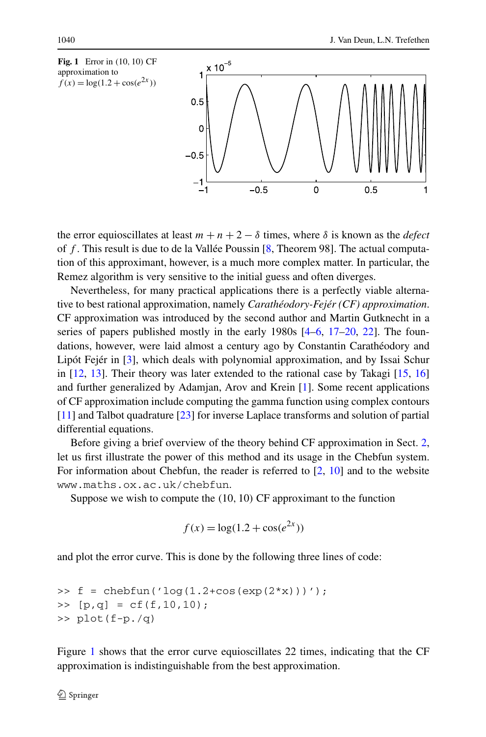**Fig. 1** Error in (10, 10) CF approximation to $f(x) = \log(1.2 + \cos(e^{2x}))$

the error equioscillates at least $m + n + 2 - \delta$ times, where $\delta$ is known as the *defect* of $f$. This result is due to de la Vallée Poussin [8, Theorem 98]. The actual computation of this approximant, however, is a much more complex matter. In particular, the Remez algorithm is very sensitive to the initial guess and often diverges.

Nevertheless, for many practical applications there is a perfectly viable alternative to best rational approximation, namely *Carathéodory-Fejér (CF) approximation*. CF approximation was introduced by the second author and Martin Gutknecht in a series of papers published mostly in the early 1980s [4–6, 17–20, 22]. The foundations, however, were laid almost a century ago by Constantin Carathéodory and Lipót Fejér in [3], which deals with polynomial approximation, and by Issai Schur in [12, 13]. Their theory was later extended to the rational case by Takagi [15, 16] and further generalized by Adamjan, Arov and Krein [1]. Some recent applications of CF approximation include computing the gamma function using complex contours [11] and Talbot quadrature [23] for inverse Laplace transforms and solution of partial differential equations.

Before giving a brief overview of the theory behind CF approximation in Sect. 2, let us first illustrate the power of this method and its usage in the Chebfun system. For information about Chebfun, the reader is referred to [2, 10] and to the website www.maths.ox.ac.uk/chebfun.

Suppose we wish to compute the (10, 10) CF approximant to the function

$$f(x) = \log(1.2 + \cos(e^{2x}))$$

and plot the error curve. This is done by the following three lines of code:

```
>> f = chebfun('log(1.2+cos(exp(2*x)))');
>> [p,q] = cf(f,10,10);
>> plot(f-p./q)
```

Figure 1 shows that the error curve equioscillates 22 times, indicating that the CF approximation is indistinguishable from the best approximation.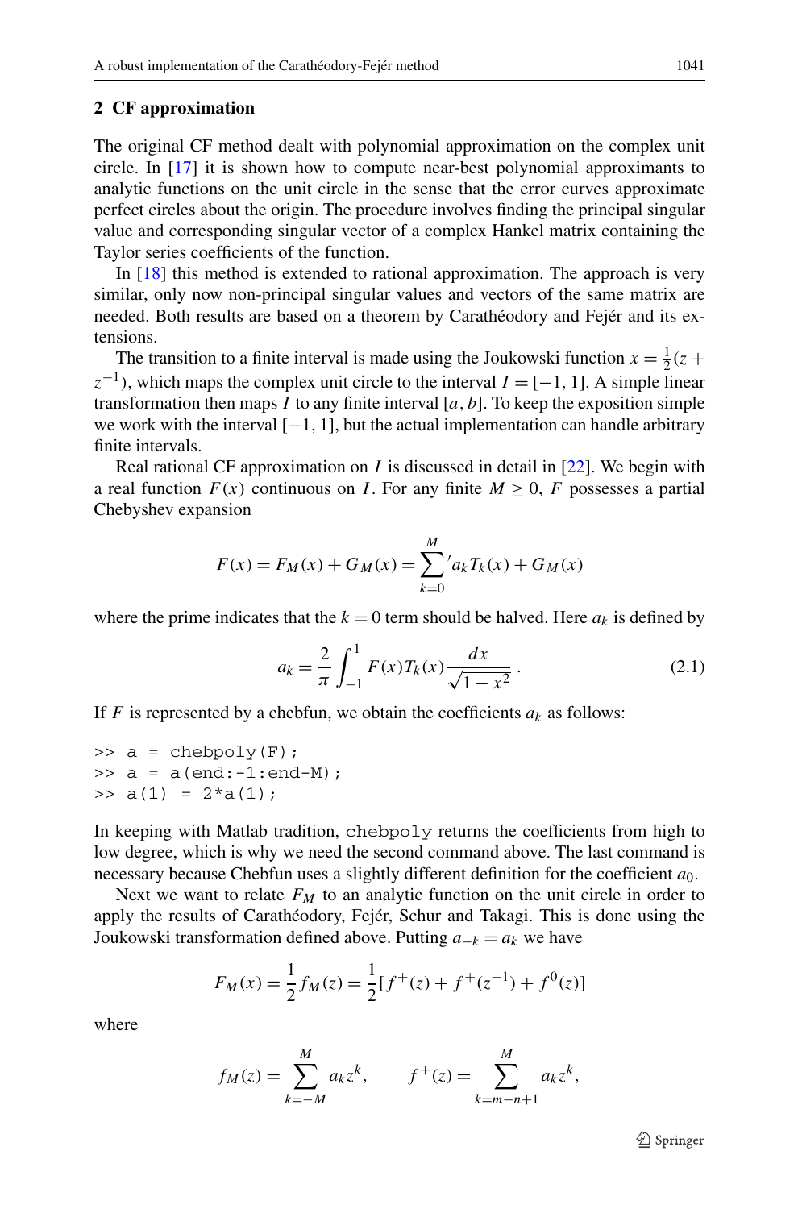## 2 CF approximation

The original CF method dealt with polynomial approximation on the complex unit circle. In [17] it is shown how to compute near-best polynomial approximants to analytic functions on the unit circle in the sense that the error curves approximate perfect circles about the origin. The procedure involves finding the principal singular value and corresponding singular vector of a complex Hankel matrix containing the Taylor series coefficients of the function.

In [18] this method is extended to rational approximation. The approach is very similar, only now non-principal singular values and vectors of the same matrix are needed. Both results are based on a theorem by Carathéodory and Fejér and its extensions.

The transition to a finite interval is made using the Joukowski function $x = \frac{1}{2}(z + z^{-1})$, which maps the complex unit circle to the interval $I = [-1, 1]$. A simple linear transformation then maps $I$ to any finite interval $[a, b]$. To keep the exposition simple we work with the interval $[-1, 1]$, but the actual implementation can handle arbitrary finite intervals.

Real rational CF approximation on $I$ is discussed in detail in [22]. We begin with a real function $F(x)$ continuous on $I$. For any finite $M \geq 0$, $F$ possesses a partial Chebyshev expansion

$$F(x) = F_M(x) + G_M(x) = {\sum_{k=0}^{M}}' a_k T_k(x) + G_M(x)$$

where the prime indicates that the $k = 0$ term should be halved. Here $a_k$ is defined by

$$a_k = \frac{2}{\pi} \int_{-1}^{1} F(x) T_k(x) \frac{dx}{\sqrt{1 - x^2}} . \tag{2.1}$$

If $F$ is represented by a chebfun, we obtain the coefficients $a_k$ as follows:

```
>> a = chebpoly(F);
>> a = a(end:-1:end-M);
>> a(1) = 2*a(1);
```

In keeping with Matlab tradition, `chebpoly` returns the coefficients from high to low degree, which is why we need the second command above. The last command is necessary because Chebfun uses a slightly different definition for the coefficient $a_0$.

Next we want to relate $F_M$ to an analytic function on the unit circle in order to apply the results of Carathéodory, Fejér, Schur and Takagi. This is done using the Joukowski transformation defined above. Putting $a_{-k} = a_k$ we have

$$F_M(x) = \frac{1}{2} f_M(z) = \frac{1}{2}[f^+(z) + f^+(z^{-1}) + f^0(z)]$$

where

$$f_M(z) = \sum_{k=-M}^{M} a_k z^k, \qquad f^+(z) = \sum_{k=m-n+1}^{M} a_k z^k,$$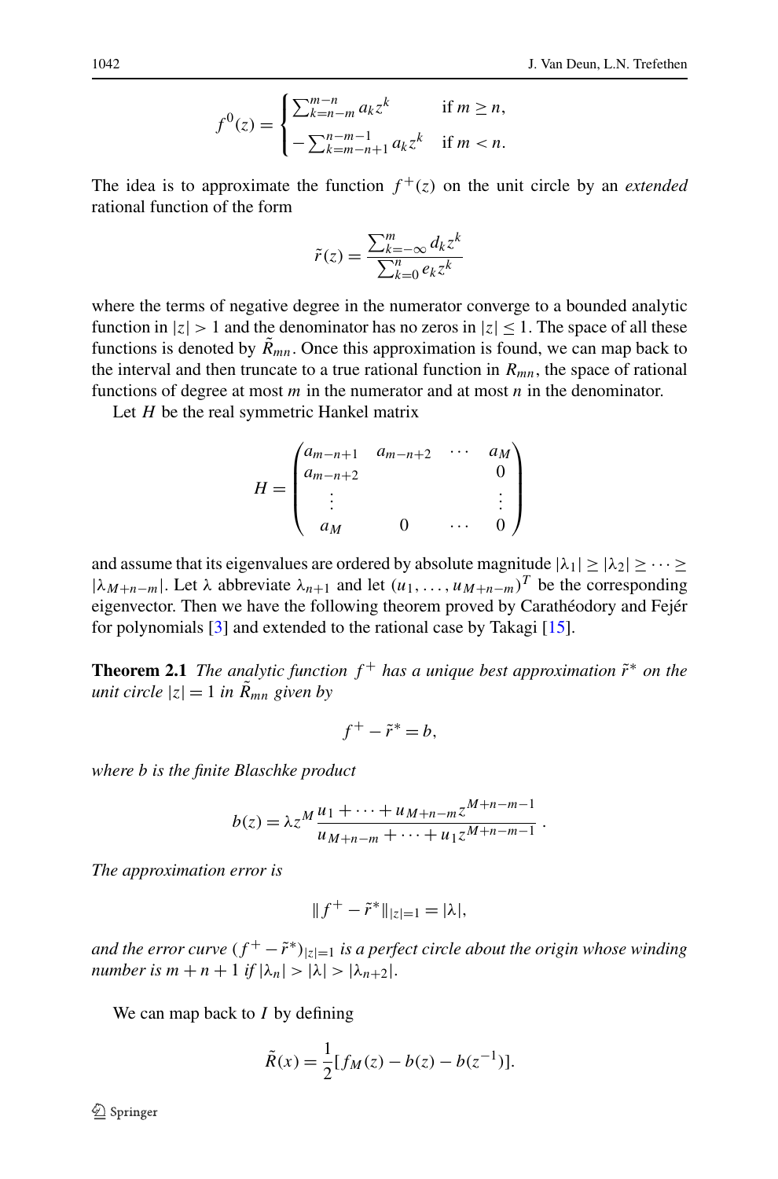$$f^0(z) = \begin{cases} \sum_{k=n-m}^{m-n} a_k z^k & \text{if } m \geq n, \\ -\sum_{k=m-n+1}^{n-m-1} a_k z^k & \text{if } m < n. \end{cases}$$

The idea is to approximate the function $f^+(z)$ on the unit circle by an *extended* rational function of the form

$$\tilde{r}(z) = \frac{\sum_{k=-\infty}^{m} d_k z^k}{\sum_{k=0}^{n} e_k z^k}$$

where the terms of negative degree in the numerator converge to a bounded analytic function in $|z| > 1$ and the denominator has no zeros in $|z| \leq 1$. The space of all these functions is denoted by $\tilde{R}_{mn}$. Once this approximation is found, we can map back to the interval and then truncate to a true rational function in $R_{mn}$, the space of rational functions of degree at most $m$ in the numerator and at most $n$ in the denominator.

Let $H$ be the real symmetric Hankel matrix

$$H = \begin{pmatrix} a_{m-n+1} & a_{m-n+2} & \cdots & a_M \\ a_{m-n+2} & & & 0 \\ \vdots & & & \vdots \\ a_M & 0 & \cdots & 0 \end{pmatrix}$$

and assume that its eigenvalues are ordered by absolute magnitude $|\lambda_1| \geq |\lambda_2| \geq \cdots \geq |\lambda_{M+n-m}|$. Let $\lambda$ abbreviate $\lambda_{n+1}$ and let $(u_1, \ldots, u_{M+n-m})^T$ be the corresponding eigenvector. Then we have the following theorem proved by Carathéodory and Fejér for polynomials [3] and extended to the rational case by Takagi [15].

**Theorem 2.1** *The analytic function $f^+$ has a unique best approximation $\tilde{r}^*$ on the unit circle $|z| = 1$ in $\tilde{R}_{mn}$ given by*

$$f^+ - \tilde{r}^* = b,$$

*where $b$ is the finite Blaschke product*

$$b(z) = \lambda z^M \frac{u_1 + \cdots + u_{M+n-m} z^{M+n-m-1}}{u_{M+n-m} + \cdots + u_1 z^{M+n-m-1}}.$$

*The approximation error is*

$$\|f^+ - \tilde{r}^*\|_{|z|=1} = |\lambda|,$$

*and the error curve $(f^+ - \tilde{r}^*)_{|z|=1}$ is a perfect circle about the origin whose winding number is $m + n + 1$ if $|\lambda_n| > |\lambda| > |\lambda_{n+2}|$.*

We can map back to $I$ by defining

$$\tilde{R}(x) = \frac{1}{2}[f_M(z) - b(z) - b(z^{-1})].$$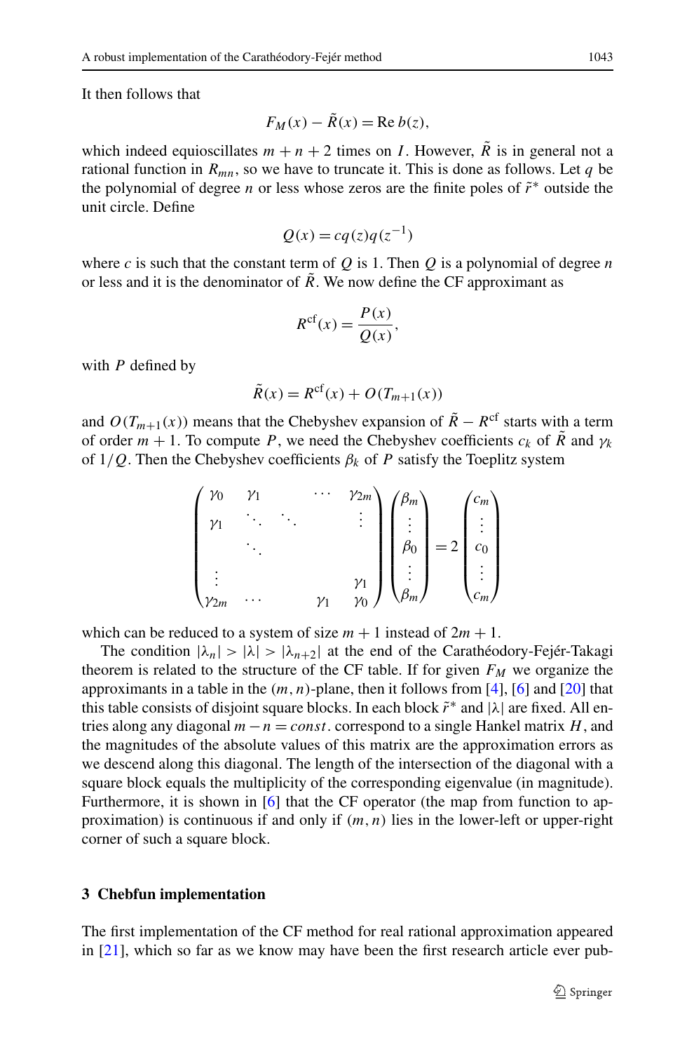It then follows that

$$F_M(x) - \tilde{R}(x) = \operatorname{Re} b(z),$$

which indeed equioscillates $m+n+2$ times on $I$. However, $\tilde{R}$ is in general not a rational function in $R_{mn}$, so we have to truncate it. This is done as follows. Let $q$ be the polynomial of degree $n$ or less whose zeros are the finite poles of $\tilde{r}^*$ outside the unit circle. Define

$$Q(x) = cq(z)q(z^{-1})$$

where $c$ is such that the constant term of $Q$ is 1. Then $Q$ is a polynomial of degree $n$ or less and it is the denominator of $\tilde{R}$. We now define the CF approximant as

$$R^{\mathrm{cf}}(x) = \frac{P(x)}{Q(x)},$$

with $P$ defined by

$$\tilde{R}(x) = R^{\mathrm{cf}}(x) + O(T_{m+1}(x))$$

and $O(T_{m+1}(x))$ means that the Chebyshev expansion of $\tilde{R} - R^{\mathrm{cf}}$ starts with a term of order $m+1$. To compute $P$, we need the Chebyshev coefficients $c_k$ of $\tilde{R}$ and $\gamma_k$ of $1/Q$. Then the Chebyshev coefficients $\beta_k$ of $P$ satisfy the Toeplitz system

$$\begin{pmatrix} \gamma_0 & \gamma_1 & & \cdots & \gamma_{2m} \\ \gamma_1 & \ddots & \ddots & & \vdots \\ & \ddots & & & \\ \vdots & & & & \gamma_1 \\ \gamma_{2m} & \cdots & & \gamma_1 & \gamma_0 \end{pmatrix} \begin{pmatrix} \beta_m \\ \vdots \\ \beta_0 \\ \vdots \\ \beta_m \end{pmatrix} = 2 \begin{pmatrix} c_m \\ \vdots \\ c_0 \\ \vdots \\ c_m \end{pmatrix}$$

which can be reduced to a system of size $m+1$ instead of $2m+1$.

The condition $|\lambda_n| > |\lambda| > |\lambda_{n+2}|$ at the end of the Carathéodory-Fejér-Takagi theorem is related to the structure of the CF table. If for given $F_M$ we organize the approximants in a table in the $(m,n)$-plane, then it follows from [4], [6] and [20] that this table consists of disjoint square blocks. In each block $\tilde{r}^*$ and $|\lambda|$ are fixed. All entries along any diagonal $m-n = const.$ correspond to a single Hankel matrix $H$, and the magnitudes of the absolute values of this matrix are the approximation errors as we descend along this diagonal. The length of the intersection of the diagonal with a square block equals the multiplicity of the corresponding eigenvalue (in magnitude). Furthermore, it is shown in [6] that the CF operator (the map from function to approximation) is continuous if and only if $(m,n)$ lies in the lower-left or upper-right corner of such a square block.

## 3 Chebfun implementation

The first implementation of the CF method for real rational approximation appeared in [21], which so far as we know may have been the first research article ever pub-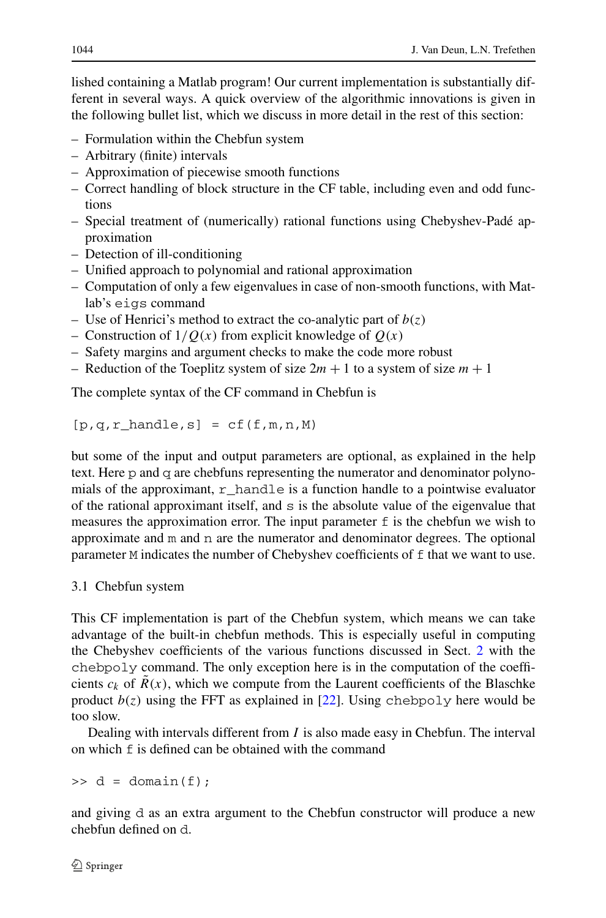lished containing a Matlab program! Our current implementation is substantially different in several ways. A quick overview of the algorithmic innovations is given in the following bullet list, which we discuss in more detail in the rest of this section:

- Formulation within the Chebfun system
- Arbitrary (finite) intervals
- Approximation of piecewise smooth functions
- Correct handling of block structure in the CF table, including even and odd functions
- Special treatment of (numerically) rational functions using Chebyshev-Padé approximation
- Detection of ill-conditioning
- Unified approach to polynomial and rational approximation
- Computation of only a few eigenvalues in case of non-smooth functions, with Matlab's `eigs` command
- Use of Henrici's method to extract the co-analytic part of $b(z)$
- Construction of $1/Q(x)$ from explicit knowledge of $Q(x)$
- Safety margins and argument checks to make the code more robust
- Reduction of the Toeplitz system of size $2m+1$ to a system of size $m+1$

The complete syntax of the CF command in Chebfun is

```
[p,q,r_handle,s] = cf(f,m,n,M)
```

but some of the input and output parameters are optional, as explained in the help text. Here `p` and `q` are chebfuns representing the numerator and denominator polynomials of the approximant, `r_handle` is a function handle to a pointwise evaluator of the rational approximant itself, and `s` is the absolute value of the eigenvalue that measures the approximation error. The input parameter `f` is the chebfun we wish to approximate and `m` and `n` are the numerator and denominator degrees. The optional parameter `M` indicates the number of Chebyshev coefficients of `f` that we want to use.

### 3.1 Chebfun system

This CF implementation is part of the Chebfun system, which means we can take advantage of the built-in chebfun methods. This is especially useful in computing the Chebyshev coefficients of the various functions discussed in Sect. 2 with the `chebpoly` command. The only exception here is in the computation of the coefficients $c_k$ of $\tilde{R}(x)$, which we compute from the Laurent coefficients of the Blaschke product $b(z)$ using the FFT as explained in [22]. Using `chebpoly` here would be too slow.

Dealing with intervals different from $I$ is also made easy in Chebfun. The interval on which `f` is defined can be obtained with the command

```
>> d = domain(f);
```

and giving `d` as an extra argument to the Chebfun constructor will produce a new chebfun defined on `d`.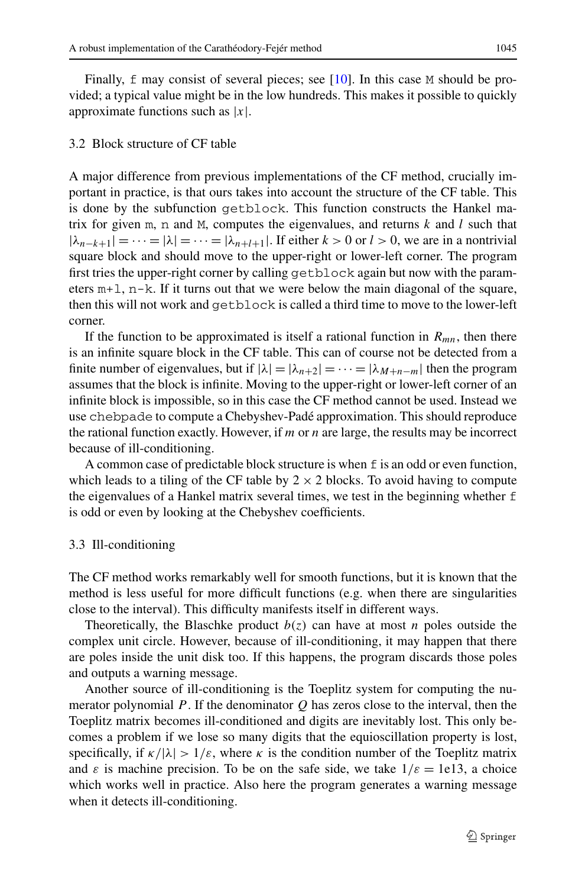Finally, `f` may consist of several pieces; see [10]. In this case `M` should be provided; a typical value might be in the low hundreds. This makes it possible to quickly approximate functions such as $|x|$.

### 3.2 Block structure of CF table

A major difference from previous implementations of the CF method, crucially important in practice, is that ours takes into account the structure of the CF table. This is done by the subfunction `getblock`. This function constructs the Hankel matrix for given `m`, `n` and `M`, computes the eigenvalues, and returns $k$ and $l$ such that $|\lambda_{n-k+1}| = \cdots = |\lambda| = \cdots = |\lambda_{n+l+1}|$. If either $k > 0$ or $l > 0$, we are in a nontrivial square block and should move to the upper-right or lower-left corner. The program first tries the upper-right corner by calling `getblock` again but now with the parameters `m+l`, `n-k`. If it turns out that we were below the main diagonal of the square, then this will not work and `getblock` is called a third time to move to the lower-left corner.

If the function to be approximated is itself a rational function in $R_{mn}$, then there is an infinite square block in the CF table. This can of course not be detected from a finite number of eigenvalues, but if $|\lambda| = |\lambda_{n+2}| = \cdots = |\lambda_{M+n-m}|$ then the program assumes that the block is infinite. Moving to the upper-right or lower-left corner of an infinite block is impossible, so in this case the CF method cannot be used. Instead we use `chebpade` to compute a Chebyshev-Padé approximation. This should reproduce the rational function exactly. However, if $m$ or $n$ are large, the results may be incorrect because of ill-conditioning.

A common case of predictable block structure is when `f` is an odd or even function, which leads to a tiling of the CF table by $2 \times 2$ blocks. To avoid having to compute the eigenvalues of a Hankel matrix several times, we test in the beginning whether `f` is odd or even by looking at the Chebyshev coefficients.

### 3.3 Ill-conditioning

The CF method works remarkably well for smooth functions, but it is known that the method is less useful for more difficult functions (e.g. when there are singularities close to the interval). This difficulty manifests itself in different ways.

Theoretically, the Blaschke product $b(z)$ can have at most $n$ poles outside the complex unit circle. However, because of ill-conditioning, it may happen that there are poles inside the unit disk too. If this happens, the program discards those poles and outputs a warning message.

Another source of ill-conditioning is the Toeplitz system for computing the numerator polynomial $P$. If the denominator $Q$ has zeros close to the interval, then the Toeplitz matrix becomes ill-conditioned and digits are inevitably lost. This only becomes a problem if we lose so many digits that the equioscillation property is lost, specifically, if $\kappa/|\lambda| > 1/\varepsilon$, where $\kappa$ is the condition number of the Toeplitz matrix and $\varepsilon$ is machine precision. To be on the safe side, we take $1/\varepsilon = 1\text{e}13$, a choice which works well in practice. Also here the program generates a warning message when it detects ill-conditioning.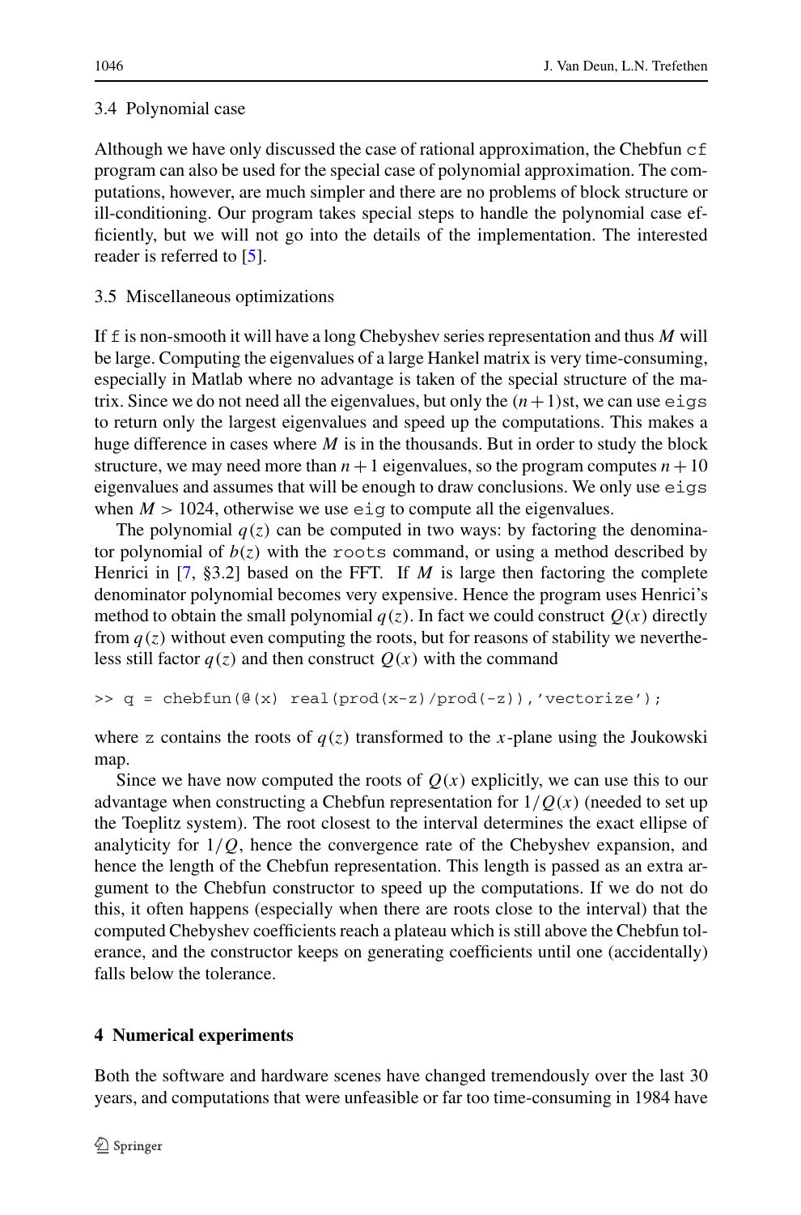### 3.4 Polynomial case

Although we have only discussed the case of rational approximation, the Chebfun `cf` program can also be used for the special case of polynomial approximation. The computations, however, are much simpler and there are no problems of block structure or ill-conditioning. Our program takes special steps to handle the polynomial case efficiently, but we will not go into the details of the implementation. The interested reader is referred to [5].

### 3.5 Miscellaneous optimizations

If `f` is non-smooth it will have a long Chebyshev series representation and thus $M$ will be large. Computing the eigenvalues of a large Hankel matrix is very time-consuming, especially in Matlab where no advantage is taken of the special structure of the matrix. Since we do not need all the eigenvalues, but only the $(n+1)$st, we can use `eigs` to return only the largest eigenvalues and speed up the computations. This makes a huge difference in cases where $M$ is in the thousands. But in order to study the block structure, we may need more than $n+1$ eigenvalues, so the program computes $n+10$ eigenvalues and assumes that will be enough to draw conclusions. We only use `eigs` when $M > 1024$, otherwise we use `eig` to compute all the eigenvalues.

The polynomial $q(z)$ can be computed in two ways: by factoring the denominator polynomial of $b(z)$ with the `roots` command, or using a method described by Henrici in [7, §3.2] based on the FFT. If $M$ is large then factoring the complete denominator polynomial becomes very expensive. Hence the program uses Henrici's method to obtain the small polynomial $q(z)$. In fact we could construct $Q(x)$ directly from $q(z)$ without even computing the roots, but for reasons of stability we nevertheless still factor $q(z)$ and then construct $Q(x)$ with the command

```
>> q = chebfun(@(x) real(prod(x-z)/prod(-z)),'vectorize');
```

where `z` contains the roots of $q(z)$ transformed to the $x$-plane using the Joukowski map.

Since we have now computed the roots of $Q(x)$ explicitly, we can use this to our advantage when constructing a Chebfun representation for $1/Q(x)$ (needed to set up the Toeplitz system). The root closest to the interval determines the exact ellipse of analyticity for $1/Q$, hence the convergence rate of the Chebyshev expansion, and hence the length of the Chebfun representation. This length is passed as an extra argument to the Chebfun constructor to speed up the computations. If we do not do this, it often happens (especially when there are roots close to the interval) that the computed Chebyshev coefficients reach a plateau which is still above the Chebfun tolerance, and the constructor keeps on generating coefficients until one (accidentally) falls below the tolerance.

## 4 Numerical experiments

Both the software and hardware scenes have changed tremendously over the last 30 years, and computations that were unfeasible or far too time-consuming in 1984 have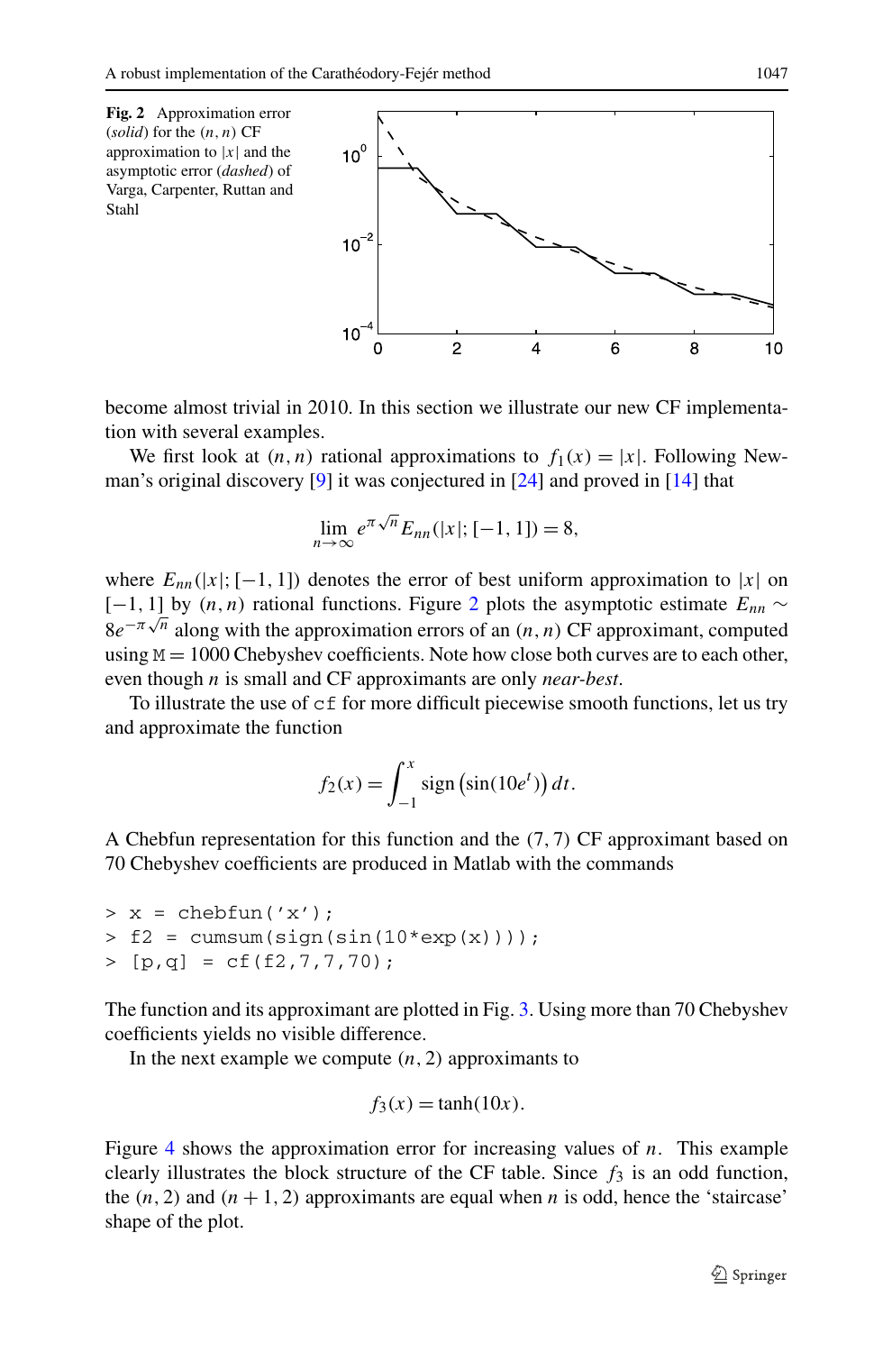**Fig. 2** Approximation error (*solid*) for the $(n,n)$ CF approximation to $|x|$ and the asymptotic error (*dashed*) of Varga, Carpenter, Ruttan and Stahl

become almost trivial in 2010. In this section we illustrate our new CF implementation with several examples.

We first look at $(n,n)$ rational approximations to $f_1(x) = |x|$. Following Newman's original discovery [9] it was conjectured in [24] and proved in [14] that

$$\lim_{n\to\infty} e^{\pi\sqrt{n}} E_{nn}(|x|; [-1,1]) = 8,$$

where $E_{nn}(|x|; [-1,1])$ denotes the error of best uniform approximation to $|x|$ on $[-1,1]$ by $(n,n)$ rational functions. Figure 2 plots the asymptotic estimate $E_{nn} \sim 8e^{-\pi\sqrt{n}}$ along with the approximation errors of an $(n,n)$ CF approximant, computed using M $= 1000$ Chebyshev coefficients. Note how close both curves are to each other, even though $n$ is small and CF approximants are only *near-best*.

To illustrate the use of cf for more difficult piecewise smooth functions, let us try and approximate the function

$$f_2(x) = \int_{-1}^{x} \operatorname{sign}\left(\sin(10e^t)\right) dt.$$

A Chebfun representation for this function and the (7, 7) CF approximant based on 70 Chebyshev coefficients are produced in Matlab with the commands

```
> x = chebfun('x');
> f2 = cumsum(sign(sin(10*exp(x))));
> [p,q] = cf(f2,7,7,70);
```

The function and its approximant are plotted in Fig. 3. Using more than 70 Chebyshev coefficients yields no visible difference.

In the next example we compute $(n,2)$ approximants to

$$f_3(x) = \tanh(10x).$$

Figure 4 shows the approximation error for increasing values of $n$. This example clearly illustrates the block structure of the CF table. Since $f_3$ is an odd function, the $(n,2)$ and $(n+1,2)$ approximants are equal when $n$ is odd, hence the 'staircase' shape of the plot.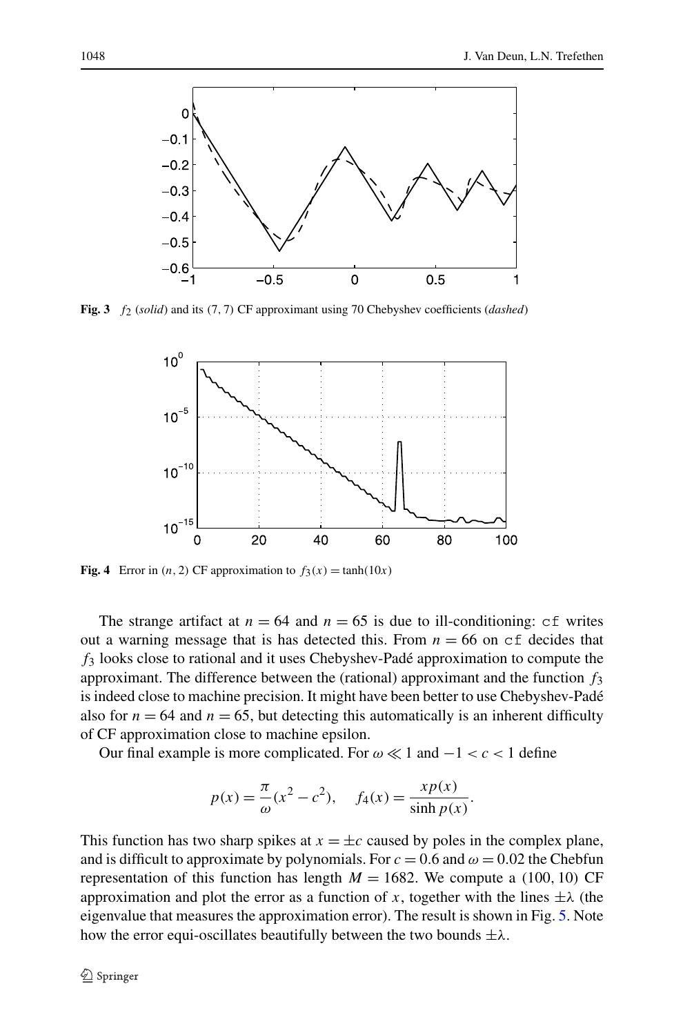**Fig. 3** $f_2$ (*solid*) and its (7, 7) CF approximant using 70 Chebyshev coefficients (*dashed*)

**Fig. 4** Error in $(n, 2)$ CF approximation to $f_3(x) = \tanh(10x)$

The strange artifact at $n = 64$ and $n = 65$ is due to ill-conditioning: `cf` writes out a warning message that is has detected this. From $n = 66$ on `cf` decides that $f_3$ looks close to rational and it uses Chebyshev-Padé approximation to compute the approximant. The difference between the (rational) approximant and the function $f_3$ is indeed close to machine precision. It might have been better to use Chebyshev-Padé also for $n = 64$ and $n = 65$, but detecting this automatically is an inherent difficulty of CF approximation close to machine epsilon.

Our final example is more complicated. For $\omega \ll 1$ and $-1 < c < 1$ define

$$p(x) = \frac{\pi}{\omega}(x^2 - c^2), \quad f_4(x) = \frac{x p(x)}{\sinh p(x)}.$$

This function has two sharp spikes at $x = \pm c$ caused by poles in the complex plane, and is difficult to approximate by polynomials. For $c = 0.6$ and $\omega = 0.02$ the Chebfun representation of this function has length $M = 1682$. We compute a (100, 10) CF approximation and plot the error as a function of $x$, together with the lines $\pm\lambda$ (the eigenvalue that measures the approximation error). The result is shown in Fig. 5. Note how the error equi-oscillates beautifully between the two bounds $\pm\lambda$.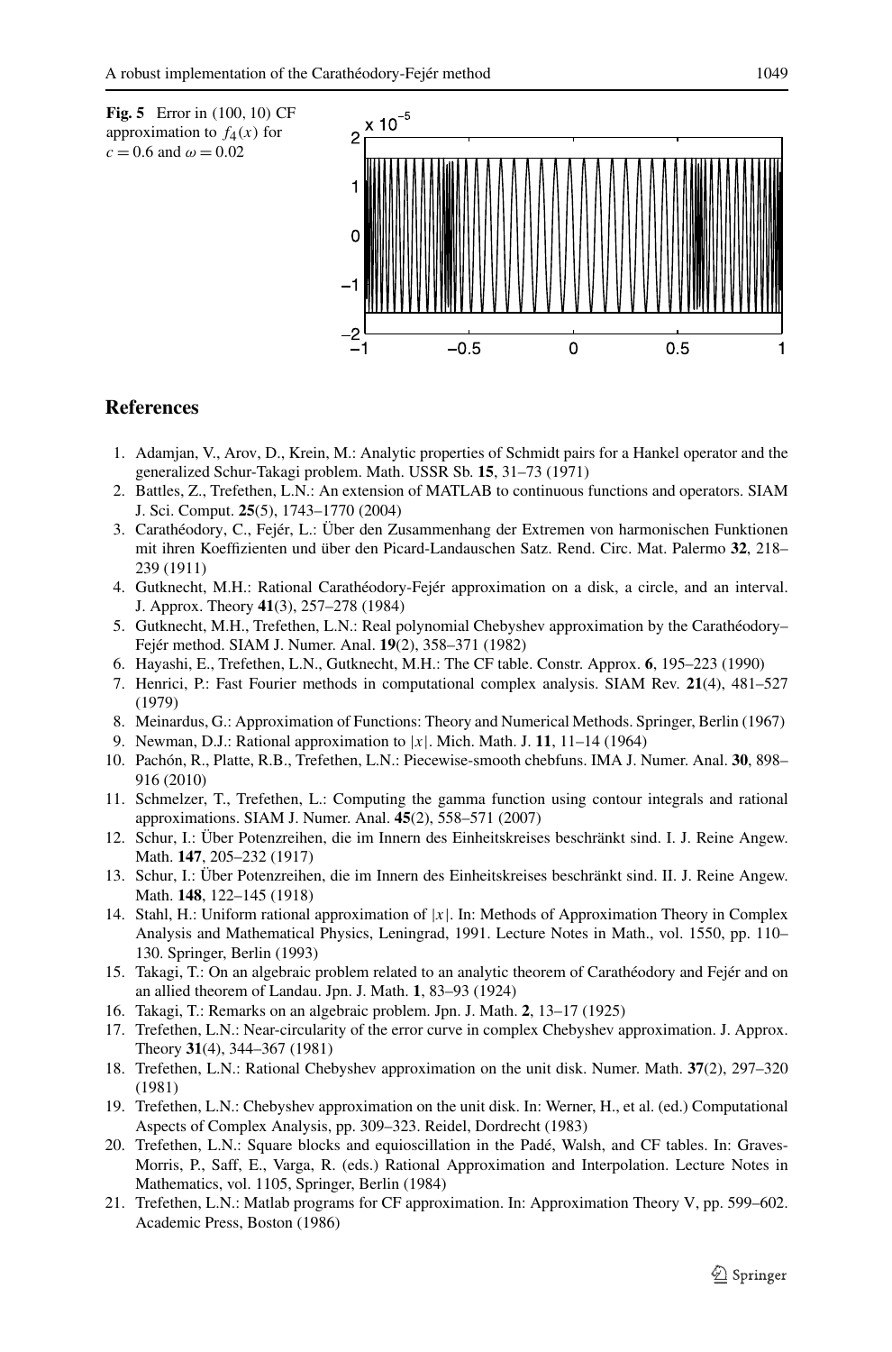**Fig. 5** Error in (100, 10) CF approximation to $f_4(x)$ for $c = 0.6$ and $\omega = 0.02$

## References

1. Adamjan, V., Arov, D., Krein, M.: Analytic properties of Schmidt pairs for a Hankel operator and the generalized Schur-Takagi problem. Math. USSR Sb. **15**, 31–73 (1971)
2. Battles, Z., Trefethen, L.N.: An extension of MATLAB to continuous functions and operators. SIAM J. Sci. Comput. **25**(5), 1743–1770 (2004)
3. Carathéodory, C., Fejér, L.: Über den Zusammenhang der Extremen von harmonischen Funktionen mit ihren Koeffizienten und über den Picard-Landauschen Satz. Rend. Circ. Mat. Palermo **32**, 218–239 (1911)
4. Gutknecht, M.H.: Rational Carathéodory-Fejér approximation on a disk, a circle, and an interval. J. Approx. Theory **41**(3), 257–278 (1984)
5. Gutknecht, M.H., Trefethen, L.N.: Real polynomial Chebyshev approximation by the Carathéodory–Fejér method. SIAM J. Numer. Anal. **19**(2), 358–371 (1982)
6. Hayashi, E., Trefethen, L.N., Gutknecht, M.H.: The CF table. Constr. Approx. **6**, 195–223 (1990)
7. Henrici, P.: Fast Fourier methods in computational complex analysis. SIAM Rev. **21**(4), 481–527 (1979)
8. Meinardus, G.: Approximation of Functions: Theory and Numerical Methods. Springer, Berlin (1967)
9. Newman, D.J.: Rational approximation to $|x|$. Mich. Math. J. **11**, 11–14 (1964)
10. Pachón, R., Platte, R.B., Trefethen, L.N.: Piecewise-smooth chebfuns. IMA J. Numer. Anal. **30**, 898–916 (2010)
11. Schmelzer, T., Trefethen, L.: Computing the gamma function using contour integrals and rational approximations. SIAM J. Numer. Anal. **45**(2), 558–571 (2007)
12. Schur, I.: Über Potenzreihen, die im Innern des Einheitskreises beschränkt sind. I. J. Reine Angew. Math. **147**, 205–232 (1917)
13. Schur, I.: Über Potenzreihen, die im Innern des Einheitskreises beschränkt sind. II. J. Reine Angew. Math. **148**, 122–145 (1918)
14. Stahl, H.: Uniform rational approximation of $|x|$. In: Methods of Approximation Theory in Complex Analysis and Mathematical Physics, Leningrad, 1991. Lecture Notes in Math., vol. 1550, pp. 110–130. Springer, Berlin (1993)
15. Takagi, T.: On an algebraic problem related to an analytic theorem of Carathéodory and Fejér and on an allied theorem of Landau. Jpn. J. Math. **1**, 83–93 (1924)
16. Takagi, T.: Remarks on an algebraic problem. Jpn. J. Math. **2**, 13–17 (1925)
17. Trefethen, L.N.: Near-circularity of the error curve in complex Chebyshev approximation. J. Approx. Theory **31**(4), 344–367 (1981)
18. Trefethen, L.N.: Rational Chebyshev approximation on the unit disk. Numer. Math. **37**(2), 297–320 (1981)
19. Trefethen, L.N.: Chebyshev approximation on the unit disk. In: Werner, H., et al. (ed.) Computational Aspects of Complex Analysis, pp. 309–323. Reidel, Dordrecht (1983)
20. Trefethen, L.N.: Square blocks and equioscillation in the Padé, Walsh, and CF tables. In: Graves-Morris, P., Saff, E., Varga, R. (eds.) Rational Approximation and Interpolation. Lecture Notes in Mathematics, vol. 1105, Springer, Berlin (1984)
21. Trefethen, L.N.: Matlab programs for CF approximation. In: Approximation Theory V, pp. 599–602. Academic Press, Boston (1986)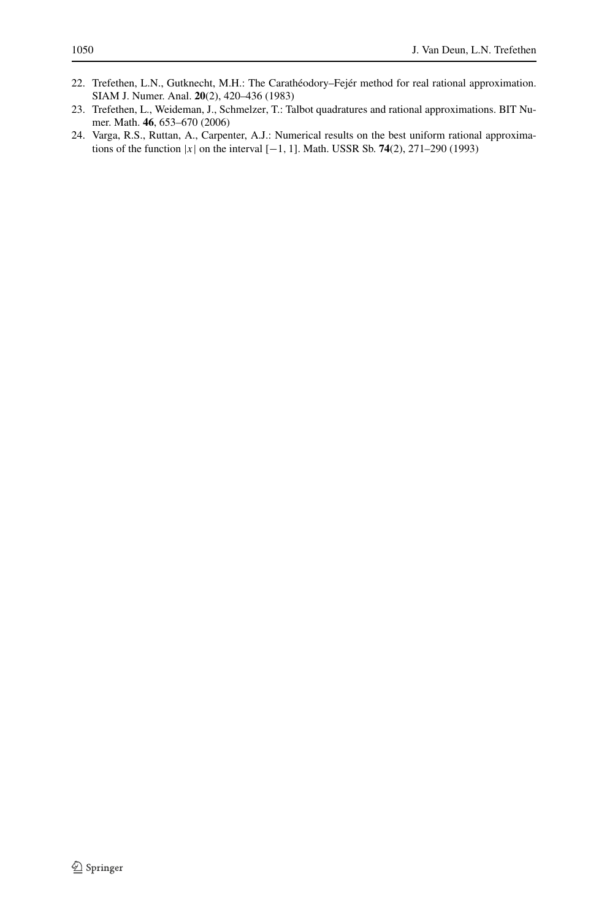22. Trefethen, L.N., Gutknecht, M.H.: The Carathéodory–Fejér method for real rational approximation. SIAM J. Numer. Anal. **20**(2), 420–436 (1983)
23. Trefethen, L., Weideman, J., Schmelzer, T.: Talbot quadratures and rational approximations. BIT Numer. Math. **46**, 653–670 (2006)
24. Varga, R.S., Ruttan, A., Carpenter, A.J.: Numerical results on the best uniform rational approximations of the function $|x|$ on the interval $[-1, 1]$. Math. USSR Sb. **74**(2), 271–290 (1993)